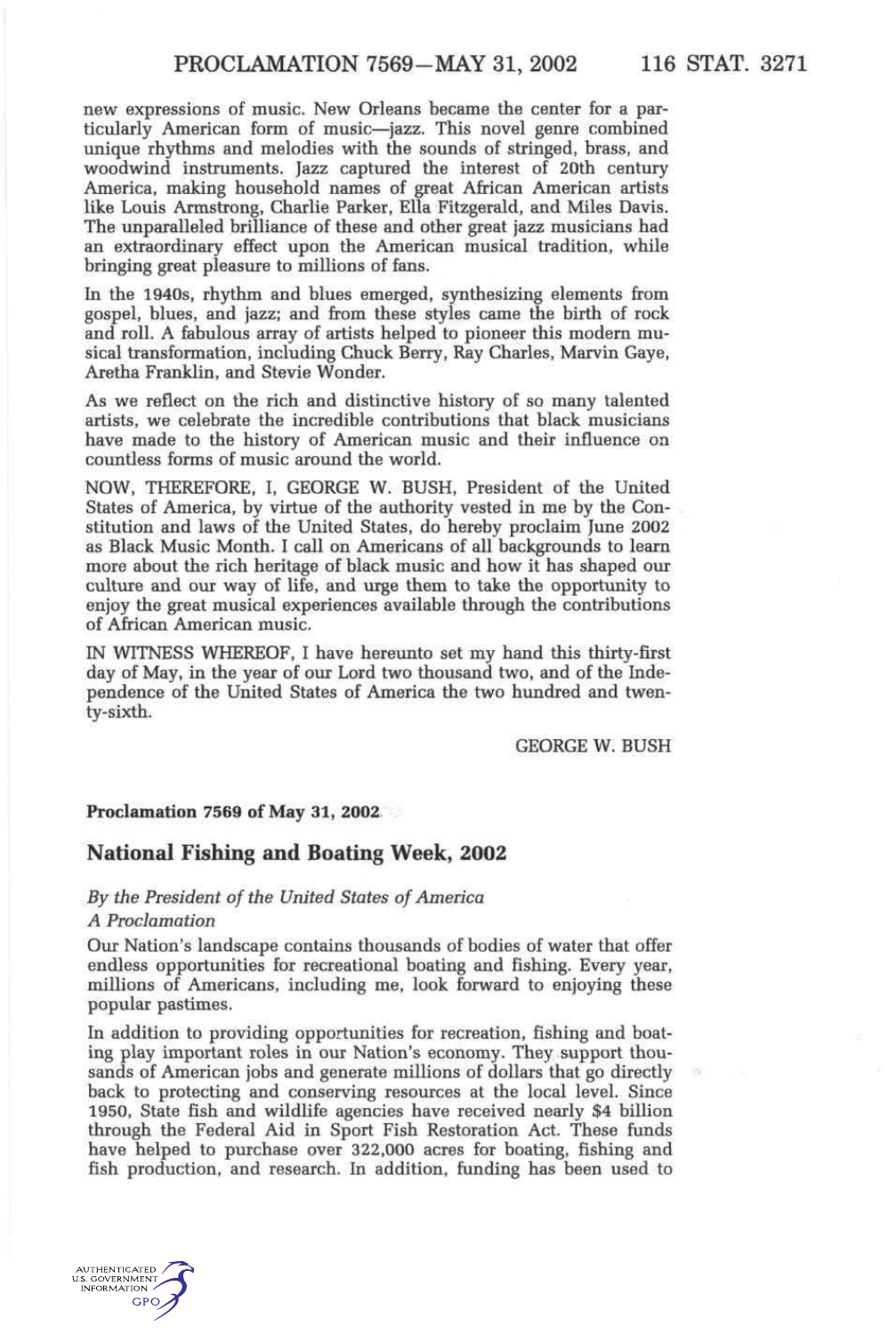new expressions of music. New Orleans became the center for a particularly American form of music—jazz. This novel genre combined unique rhythms and melodies with the sounds of stringed, brass, and woodwind instruments. Jazz captured the interest of 20th century America, making household names of great African American artists like Louis Armstrong, Charlie Parker, Ella Fitzgerald, and Miles Davis. The unparalleled brilliance of these and other great jazz musicians had an extraordinary effect upon the American musical tradition, while bringing great pleasure to millions of fans.

In the 1940s, rhythm and blues emerged, synthesizing elements from gospel, blues, and jazz; and from these styles came the birth of rock and roll. A fabulous array of artists helped to pioneer this modern musical transformation, including Chuck Berry, Ray Charles, Marvin Gaye, Aretha Franklin, and Stevie Wonder.

As we reflect on the rich and distinctive history of so many talented artists, we celebrate the incredible contributions that black musicians have made to the history of American music and their influence on countless forms of music around the world.

NOW, THEREFORE, I, GEORGE W. BUSH, President of the United States of America, by virtue of the authority vested in me by the Constitution and laws of the United States, do hereby proclaim June 2002 as Black Music Month. I call on Americans of all backgrounds to learn more about the rich heritage of black music and how it has shaped our culture and our way of life, and urge them to take the opportunity to enjoy the great musical experiences available through the contributions of African American music.

IN WITNESS WHEREOF, I have hereunto set my hand this thirty-first day of May, in the year of our Lord two thousand two, and of the Independence of the United States of America the two hundred and twenty-sixth.

GEORGE W. BUSH

**Proclamation 7569 of May 31, 2002**

## National Fishing and Boating Week, 2002

*By the President of the United States of America*

*A Proclamation*

Our Nation's landscape contains thousands of bodies of water that offer endless opportunities for recreational boating and fishing. Every year, millions of Americans, including me, look forward to enjoying these popular pastimes.

In addition to providing opportunities for recreation, fishing and boating play important roles in our Nation's economy. They support thousands of American jobs and generate millions of dollars that go directly back to protecting and conserving resources at the local level. Since 1950, State fish and wildlife agencies have received nearly $4 billion through the Federal Aid in Sport Fish Restoration Act. These funds have helped to purchase over 322,000 acres for boating, fishing and fish production, and research. In addition, funding has been used to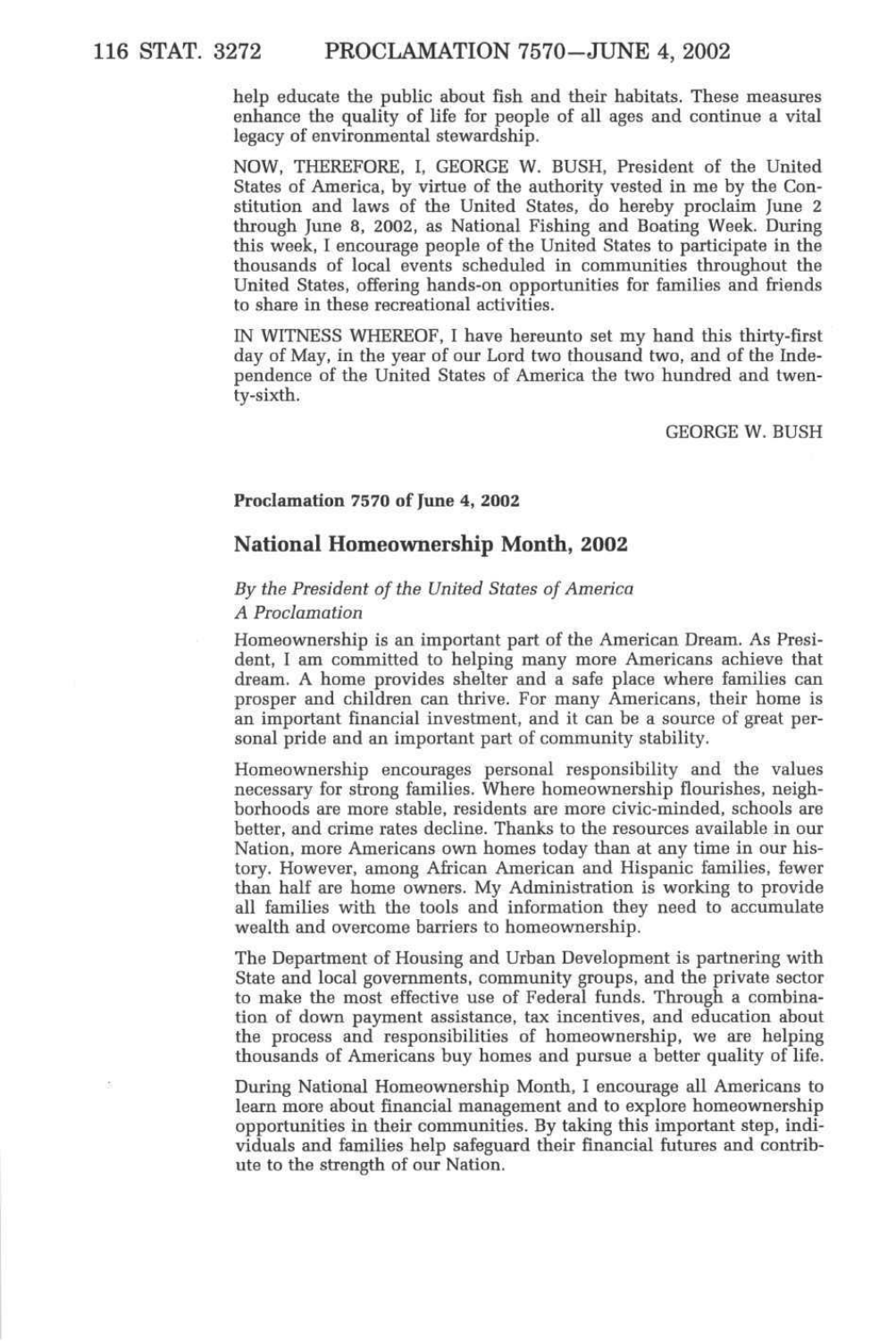help educate the public about fish and their habitats. These measures enhance the quality of life for people of all ages and continue a vital legacy of environmental stewardship.

NOW, THEREFORE, I, GEORGE W. BUSH, President of the United States of America, by virtue of the authority vested in me by the Constitution and laws of the United States, do hereby proclaim June 2 through June 8, 2002, as National Fishing and Boating Week. During this week, I encourage people of the United States to participate in the thousands of local events scheduled in communities throughout the United States, offering hands-on opportunities for families and friends to share in these recreational activities.

IN WITNESS WHEREOF, I have hereunto set my hand this thirty-first day of May, in the year of our Lord two thousand two, and of the Independence of the United States of America the two hundred and twenty-sixth.

GEORGE W. BUSH

**Proclamation 7570 of June 4, 2002**

## National Homeownership Month, 2002

*By the President of the United States of America*
*A Proclamation*

Homeownership is an important part of the American Dream. As President, I am committed to helping many more Americans achieve that dream. A home provides shelter and a safe place where families can prosper and children can thrive. For many Americans, their home is an important financial investment, and it can be a source of great personal pride and an important part of community stability.

Homeownership encourages personal responsibility and the values necessary for strong families. Where homeownership flourishes, neighborhoods are more stable, residents are more civic-minded, schools are better, and crime rates decline. Thanks to the resources available in our Nation, more Americans own homes today than at any time in our history. However, among African American and Hispanic families, fewer than half are home owners. My Administration is working to provide all families with the tools and information they need to accumulate wealth and overcome barriers to homeownership.

The Department of Housing and Urban Development is partnering with State and local governments, community groups, and the private sector to make the most effective use of Federal funds. Through a combination of down payment assistance, tax incentives, and education about the process and responsibilities of homeownership, we are helping thousands of Americans buy homes and pursue a better quality of life.

During National Homeownership Month, I encourage all Americans to learn more about financial management and to explore homeownership opportunities in their communities. By taking this important step, individuals and families help safeguard their financial futures and contribute to the strength of our Nation.